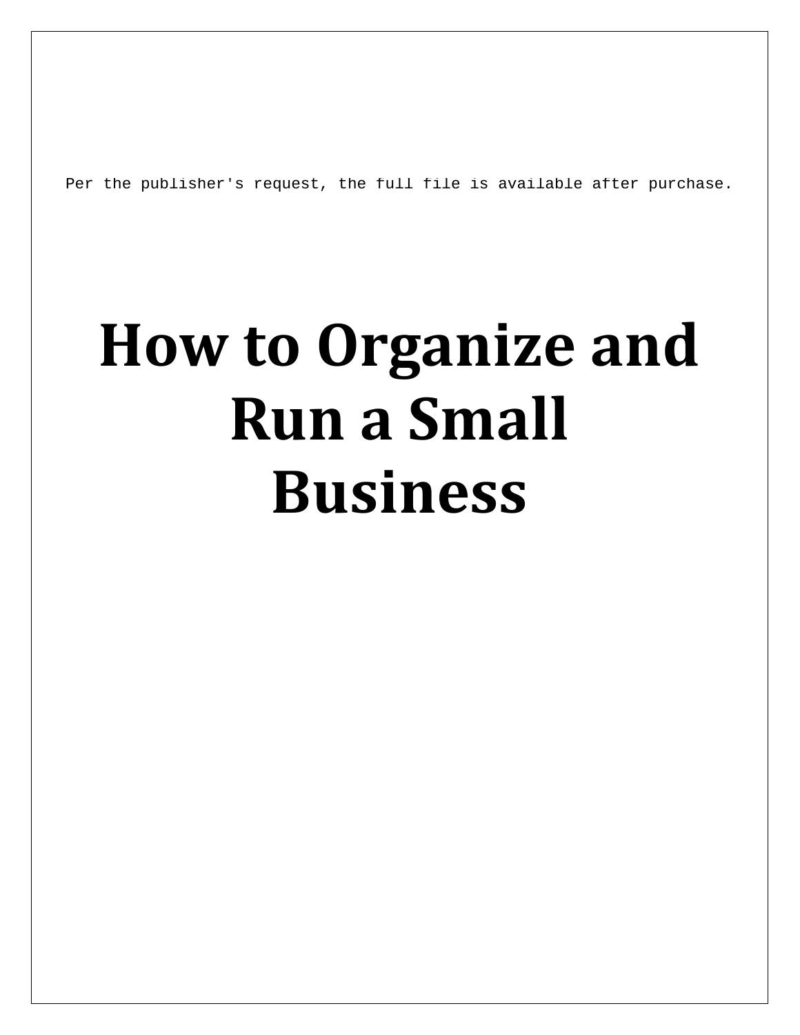Per the publisher's request, the full file is available after purchase.

# How to Organize and Run a Small Business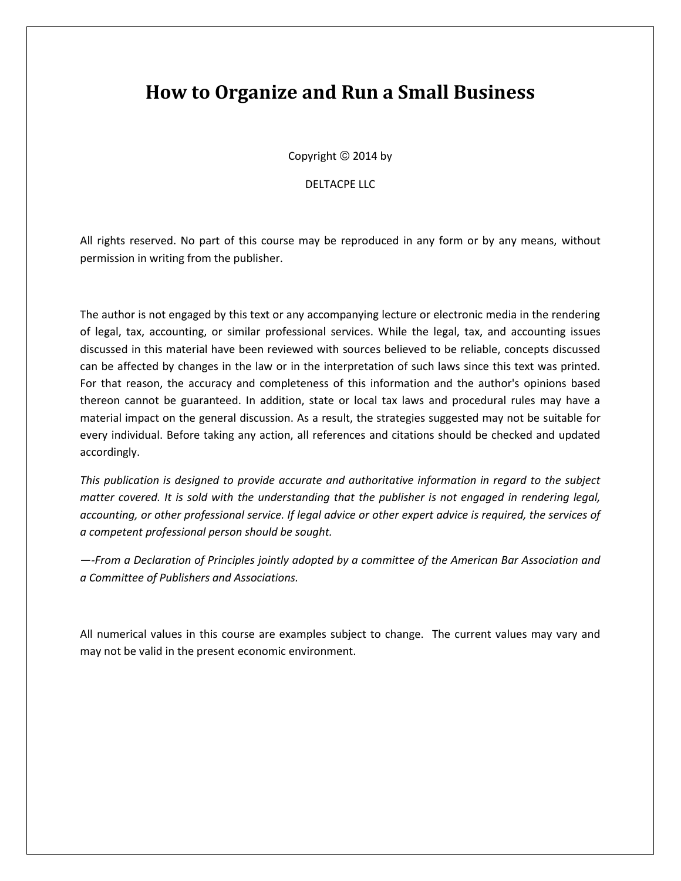# How to Organize and Run a Small Business

Copyright © 2014 by

DELTACPE LLC

All rights reserved. No part of this course may be reproduced in any form or by any means, without permission in writing from the publisher.

The author is not engaged by this text or any accompanying lecture or electronic media in the rendering of legal, tax, accounting, or similar professional services. While the legal, tax, and accounting issues discussed in this material have been reviewed with sources believed to be reliable, concepts discussed can be affected by changes in the law or in the interpretation of such laws since this text was printed. For that reason, the accuracy and completeness of this information and the author's opinions based thereon cannot be guaranteed. In addition, state or local tax laws and procedural rules may have a material impact on the general discussion. As a result, the strategies suggested may not be suitable for every individual. Before taking any action, all references and citations should be checked and updated accordingly.

*This publication is designed to provide accurate and authoritative information in regard to the subject matter covered. It is sold with the understanding that the publisher is not engaged in rendering legal, accounting, or other professional service. If legal advice or other expert advice is required, the services of a competent professional person should be sought.*

*—-From a Declaration of Principles jointly adopted by a committee of the American Bar Association and a Committee of Publishers and Associations.*

All numerical values in this course are examples subject to change. The current values may vary and may not be valid in the present economic environment.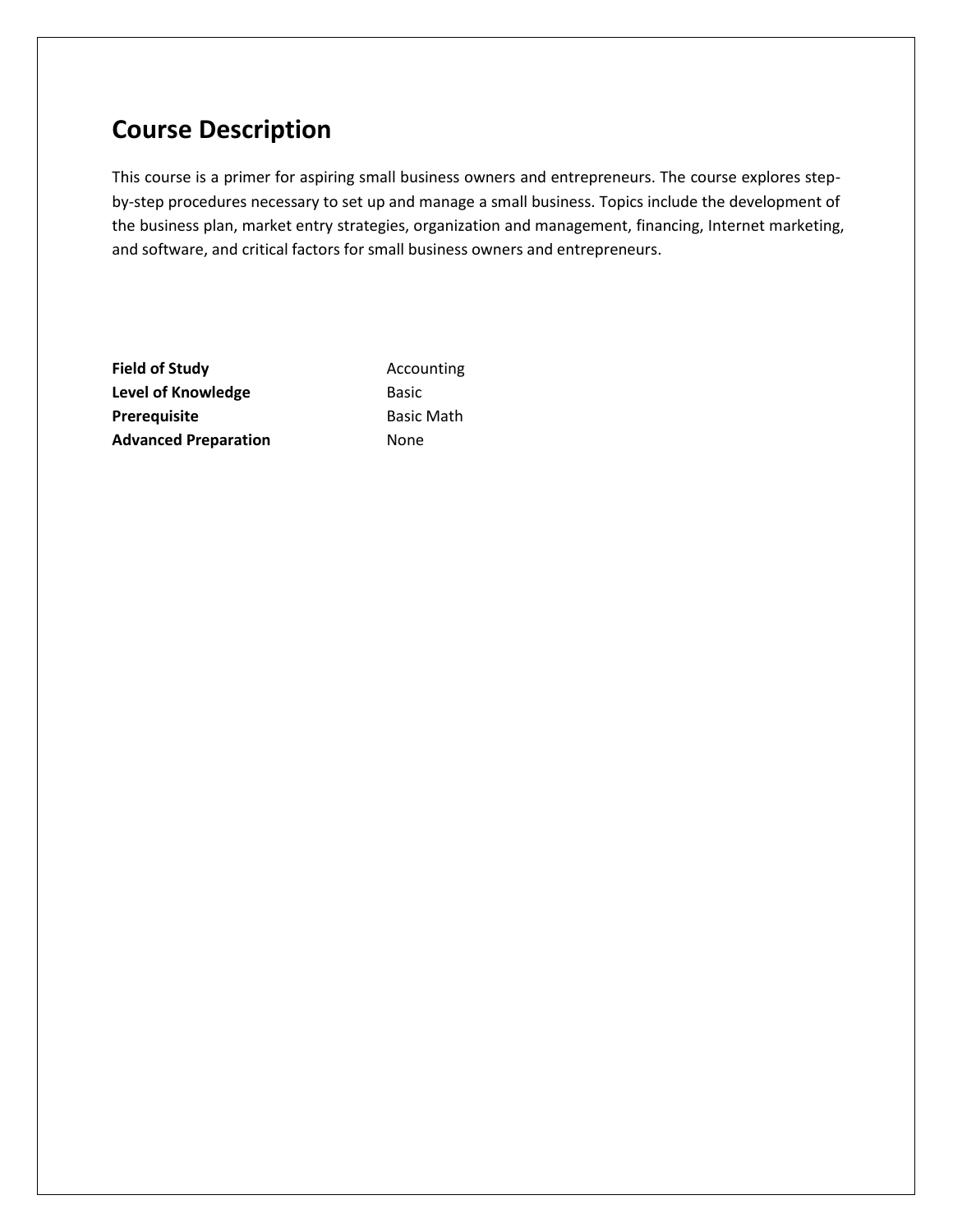# Course Description

This course is a primer for aspiring small business owners and entrepreneurs. The course explores step-by-step procedures necessary to set up and manage a small business. Topics include the development of the business plan, market entry strategies, organization and management, financing, Internet marketing, and software, and critical factors for small business owners and entrepreneurs.

| | |
|---|---|
| **Field of Study** | Accounting |
| **Level of Knowledge** | Basic |
| **Prerequisite** | Basic Math |
| **Advanced Preparation** | None |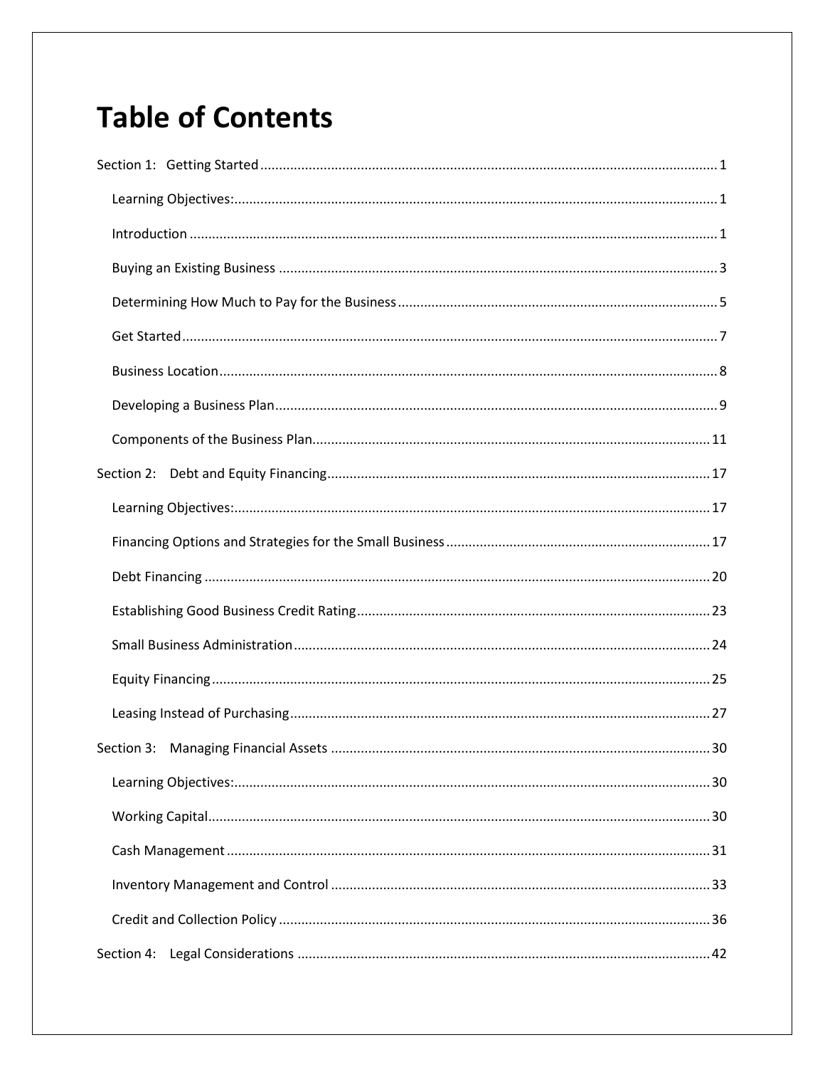# Table of Contents

Section 1: Getting Started ........................................................................................................................ 1

- Learning Objectives: ............................................................................................................................ 1
- Introduction ......................................................................................................................................... 1
- Buying an Existing Business ................................................................................................................ 3
- Determining How Much to Pay for the Business .................................................................................. 5
- Get Started ........................................................................................................................................... 7
- Business Location ................................................................................................................................. 8
- Developing a Business Plan .................................................................................................................. 9
- Components of the Business Plan ........................................................................................................ 11

Section 2: Debt and Equity Financing ..................................................................................................... 17

- Learning Objectives: ............................................................................................................................ 17
- Financing Options and Strategies for the Small Business ................................................................... 17
- Debt Financing .................................................................................................................................... 20
- Establishing Good Business Credit Rating .......................................................................................... 23
- Small Business Administration ........................................................................................................... 24
- Equity Financing .................................................................................................................................. 25
- Leasing Instead of Purchasing ............................................................................................................. 27

Section 3: Managing Financial Assets .................................................................................................... 30

- Learning Objectives: ............................................................................................................................ 30
- Working Capital ................................................................................................................................... 30
- Cash Management ............................................................................................................................... 31
- Inventory Management and Control ................................................................................................... 33
- Credit and Collection Policy ................................................................................................................ 36

Section 4: Legal Considerations ............................................................................................................. 42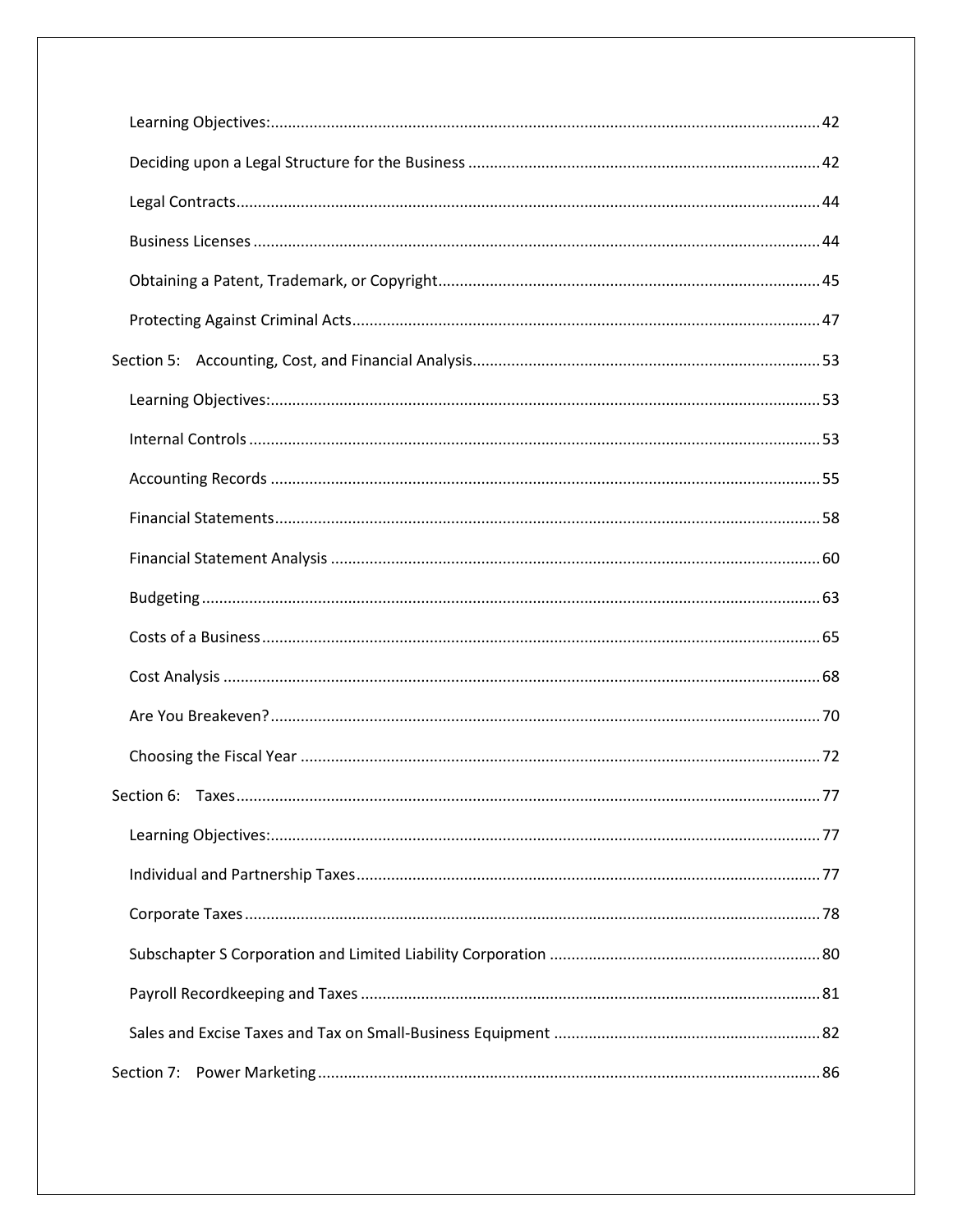Learning Objectives: ..... 42

Deciding upon a Legal Structure for the Business ..... 42

Legal Contracts ..... 44

Business Licenses ..... 44

Obtaining a Patent, Trademark, or Copyright ..... 45

Protecting Against Criminal Acts ..... 47

Section 5: Accounting, Cost, and Financial Analysis ..... 53

Learning Objectives: ..... 53

Internal Controls ..... 53

Accounting Records ..... 55

Financial Statements ..... 58

Financial Statement Analysis ..... 60

Budgeting ..... 63

Costs of a Business ..... 65

Cost Analysis ..... 68

Are You Breakeven? ..... 70

Choosing the Fiscal Year ..... 72

Section 6: Taxes ..... 77

Learning Objectives: ..... 77

Individual and Partnership Taxes ..... 77

Corporate Taxes ..... 78

Subchapter S Corporation and Limited Liability Corporation ..... 80

Payroll Recordkeeping and Taxes ..... 81

Sales and Excise Taxes and Tax on Small-Business Equipment ..... 82

Section 7: Power Marketing ..... 86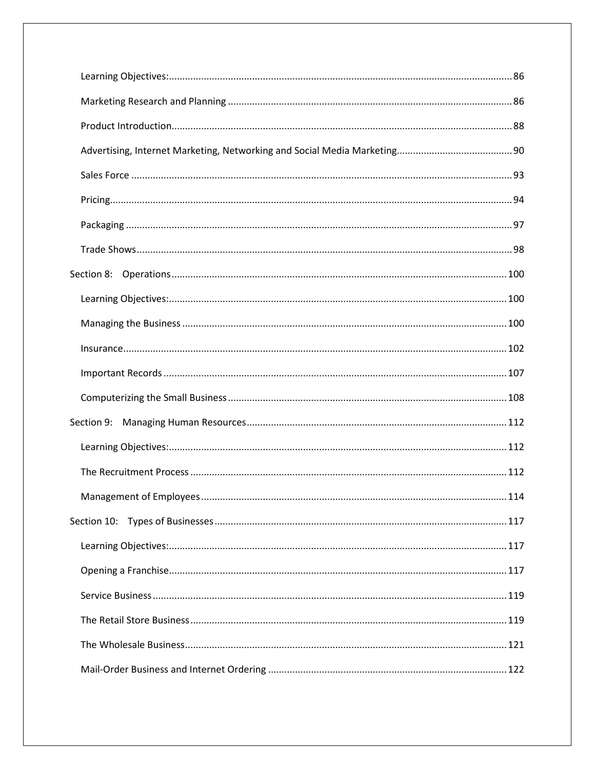- Learning Objectives: ... 86
- Marketing Research and Planning ... 86
- Product Introduction ... 88
- Advertising, Internet Marketing, Networking and Social Media Marketing ... 90
- Sales Force ... 93
- Pricing ... 94
- Packaging ... 97
- Trade Shows ... 98

Section 8: Operations ... 100

- Learning Objectives: ... 100
- Managing the Business ... 100
- Insurance ... 102
- Important Records ... 107
- Computerizing the Small Business ... 108

Section 9: Managing Human Resources ... 112

- Learning Objectives: ... 112
- The Recruitment Process ... 112
- Management of Employees ... 114

Section 10: Types of Businesses ... 117

- Learning Objectives: ... 117
- Opening a Franchise ... 117
- Service Business ... 119
- The Retail Store Business ... 119
- The Wholesale Business ... 121
- Mail-Order Business and Internet Ordering ... 122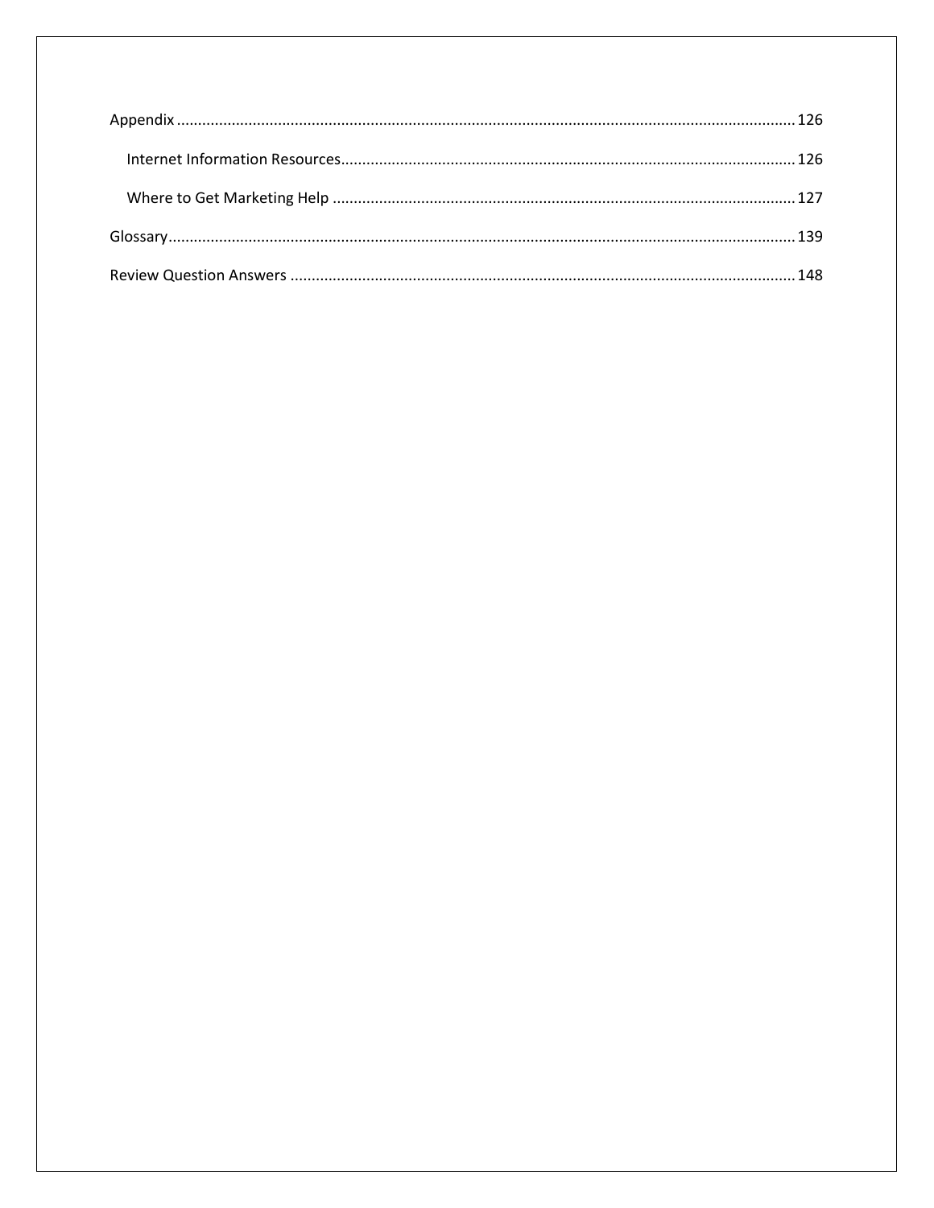Appendix ........................................................................................................................................ 126

  Internet Information Resources ........................................................................................................ 126

  Where to Get Marketing Help ........................................................................................................... 127

Glossary .......................................................................................................................................... 139

Review Question Answers ................................................................................................................ 148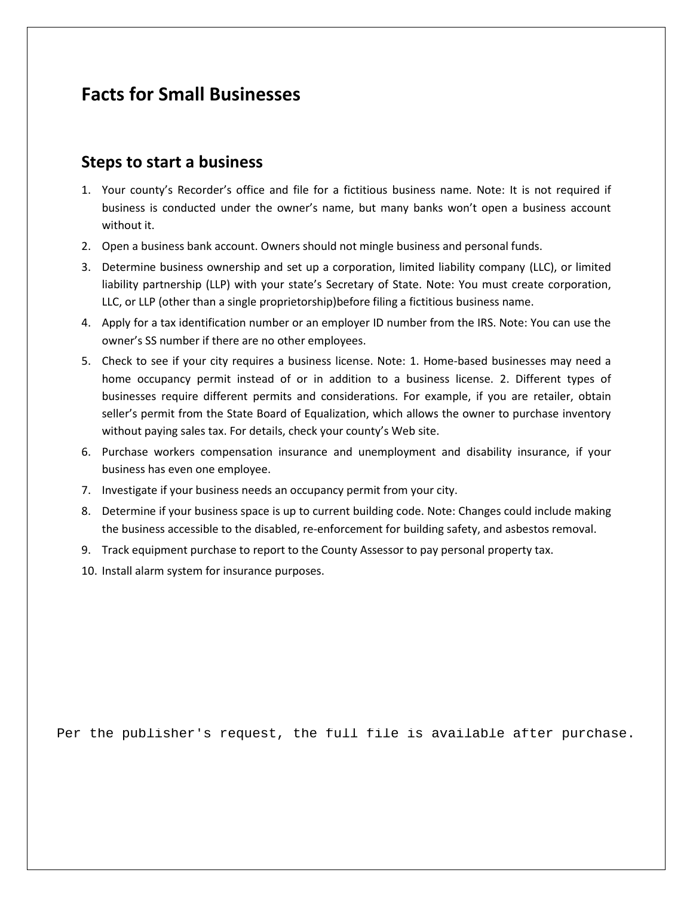# Facts for Small Businesses

## Steps to start a business

1. Your county's Recorder's office and file for a fictitious business name. Note: It is not required if business is conducted under the owner's name, but many banks won't open a business account without it.
2. Open a business bank account. Owners should not mingle business and personal funds.
3. Determine business ownership and set up a corporation, limited liability company (LLC), or limited liability partnership (LLP) with your state's Secretary of State. Note: You must create corporation, LLC, or LLP (other than a single proprietorship)before filing a fictitious business name.
4. Apply for a tax identification number or an employer ID number from the IRS. Note: You can use the owner's SS number if there are no other employees.
5. Check to see if your city requires a business license. Note: 1. Home-based businesses may need a home occupancy permit instead of or in addition to a business license. 2. Different types of businesses require different permits and considerations. For example, if you are retailer, obtain seller's permit from the State Board of Equalization, which allows the owner to purchase inventory without paying sales tax. For details, check your county's Web site.
6. Purchase workers compensation insurance and unemployment and disability insurance, if your business has even one employee.
7. Investigate if your business needs an occupancy permit from your city.
8. Determine if your business space is up to current building code. Note: Changes could include making the business accessible to the disabled, re-enforcement for building safety, and asbestos removal.
9. Track equipment purchase to report to the County Assessor to pay personal property tax.
10. Install alarm system for insurance purposes.